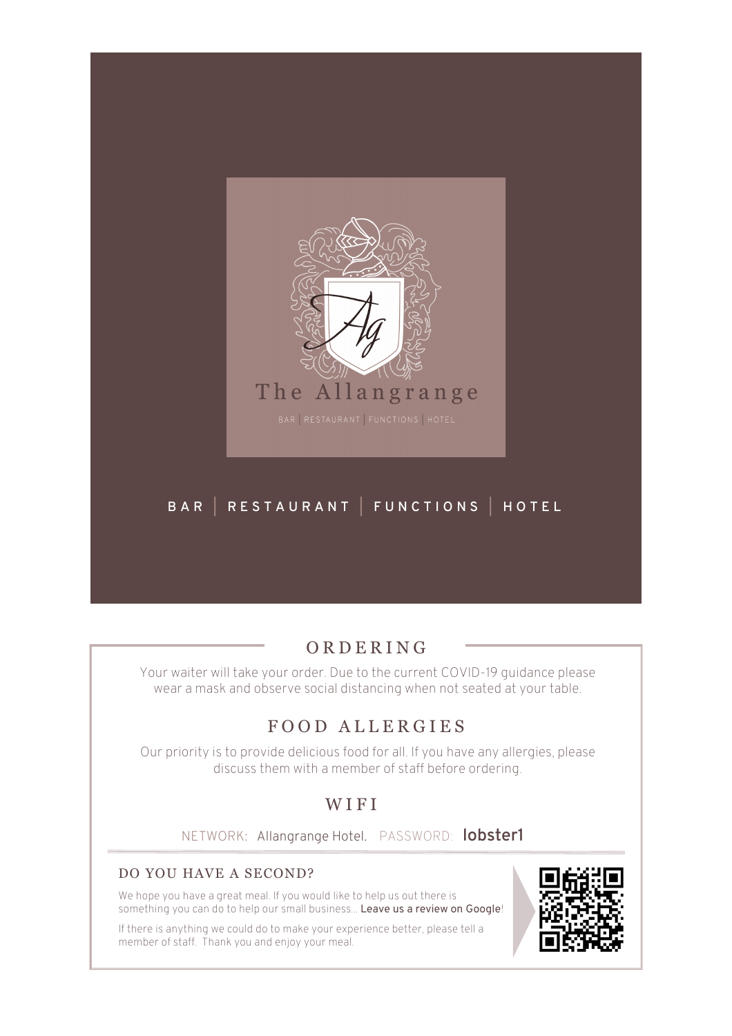# The Allangrange

BAR | RESTAURANT | FUNCTIONS | HOTEL

BAR | RESTAURANT | FUNCTIONS | HOTEL

## ORDERING

Your waiter will take your order. Due to the current COVID-19 guidance please wear a mask and observe social distancing when not seated at your table.

## FOOD ALLERGIES

Our priority is to provide delicious food for all. If you have any allergies, please discuss them with a member of staff before ordering.

## WIFI

NETWORK: Allangrange Hotel. PASSWORD: **lobster1**

### DO YOU HAVE A SECOND?

We hope you have a great meal. If you would like to help us out there is something you can do to help our small business... Leave us a review on Google!

If there is anything we could do to make your experience better, please tell a member of staff. Thank you and enjoy your meal.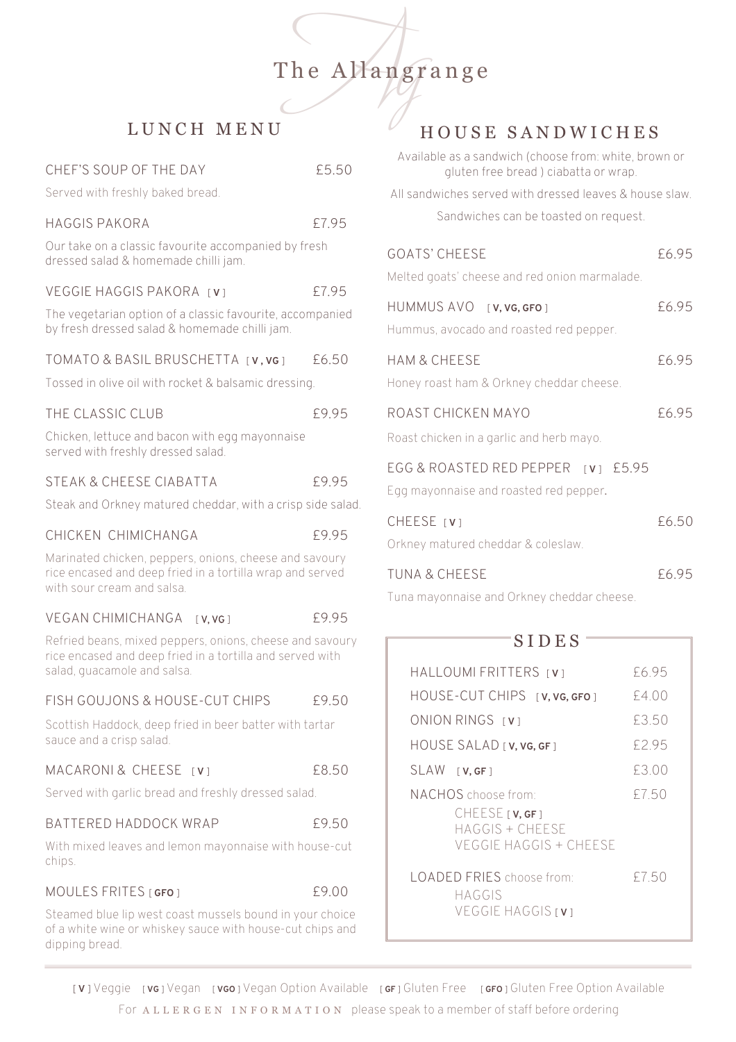# The Allangrange

## LUNCH MENU

**CHEF'S SOUP OF THE DAY** £5.50

Served with freshly baked bread.

**HAGGIS PAKORA** £7.95

Our take on a classic favourite accompanied by fresh dressed salad & homemade chilli jam.

**VEGGIE HAGGIS PAKORA [ V ]** £7.95

The vegetarian option of a classic favourite, accompanied by fresh dressed salad & homemade chilli jam.

**TOMATO & BASIL BRUSCHETTA [ V , VG ]** £6.50

Tossed in olive oil with rocket & balsamic dressing.

**THE CLASSIC CLUB** £9.95

Chicken, lettuce and bacon with egg mayonnaise served with freshly dressed salad.

**STEAK & CHEESE CIABATTA** £9.95

Steak and Orkney matured cheddar, with a crisp side salad.

**CHICKEN CHIMICHANGA** £9.95

Marinated chicken, peppers, onions, cheese and savoury rice encased and deep fried in a tortilla wrap and served with sour cream and salsa.

**VEGAN CHIMICHANGA [ V, VG ]** £9.95

Refried beans, mixed peppers, onions, cheese and savoury rice encased and deep fried in a tortilla and served with salad, guacamole and salsa.

**FISH GOUJONS & HOUSE-CUT CHIPS** £9.50

Scottish Haddock, deep fried in beer batter with tartar sauce and a crisp salad.

**MACARONI & CHEESE [ V ]** £8.50

Served with garlic bread and freshly dressed salad.

**BATTERED HADDOCK WRAP** £9.50

With mixed leaves and lemon mayonnaise with house-cut chips.

**MOULES FRITES [ GFO ]** £9.00

Steamed blue lip west coast mussels bound in your choice of a white wine or whiskey sauce with house-cut chips and dipping bread.

## HOUSE SANDWICHES

Available as a sandwich (choose from: white, brown or gluten free bread ) ciabatta or wrap.

All sandwiches served with dressed leaves & house slaw.

Sandwiches can be toasted on request.

**GOATS' CHEESE** £6.95

Melted goats' cheese and red onion marmalade.

**HUMMUS AVO [ V, VG, GFO ]** £6.95

Hummus, avocado and roasted red pepper.

**HAM & CHEESE** £6.95

Honey roast ham & Orkney cheddar cheese.

**ROAST CHICKEN MAYO** £6.95

Roast chicken in a garlic and herb mayo.

**EGG & ROASTED RED PEPPER [ V ]** £5.95

Egg mayonnaise and roasted red pepper.

**CHEESE [ V ]** £6.50

Orkney matured cheddar & coleslaw.

**TUNA & CHEESE** £6.95

Tuna mayonnaise and Orkney cheddar cheese.

## SIDES

| | |
|---|---|
| HALLOUMI FRITTERS [ V ] | £6.95 |
| HOUSE-CUT CHIPS [ V, VG, GFO ] | £4.00 |
| ONION RINGS [ V ] | £3.50 |
| HOUSE SALAD [ V, VG, GF ] | £2.95 |
| SLAW [ V, GF ] | £3.00 |
| NACHOS choose from: CHEESE [ V, GF ] / HAGGIS + CHEESE / VEGGIE HAGGIS + CHEESE | £7.50 |
| LOADED FRIES choose from: HAGGIS / VEGGIE HAGGIS [ V ] | £7.50 |

[ V ] Veggie [ VG ] Vegan [ VGO ] Vegan Option Available [ GF ] Gluten Free [ GFO ] Gluten Free Option Available

For ALLERGEN INFORMATION please speak to a member of staff before ordering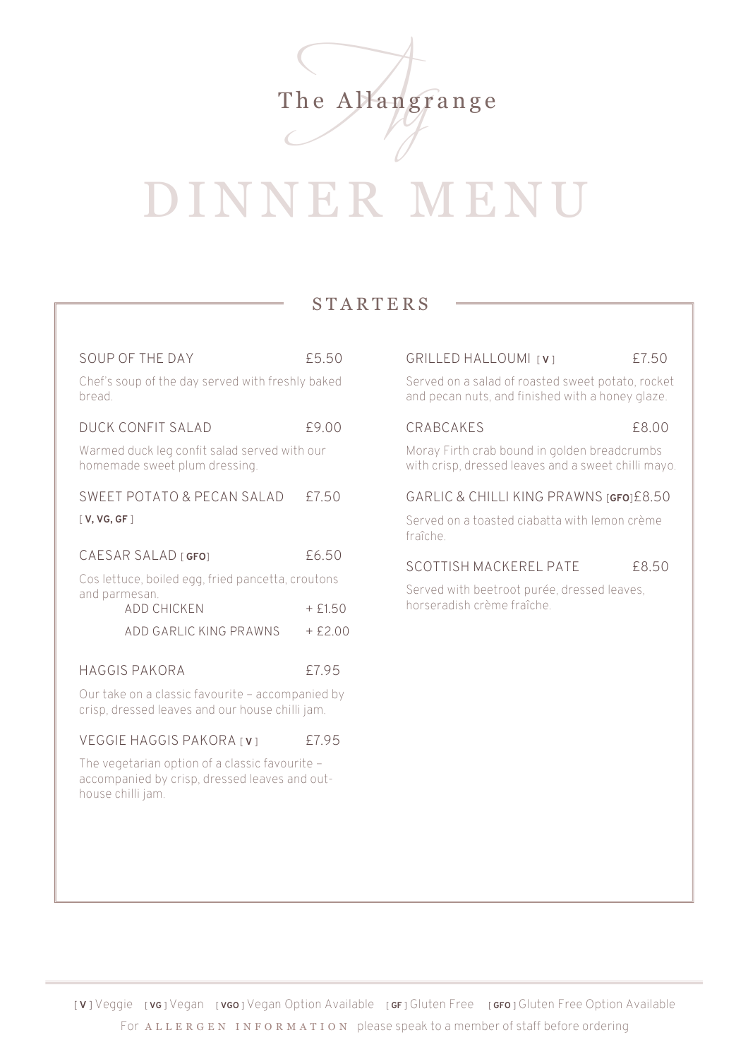The Allangrange

# DINNER MENU

## STARTERS

**SOUP OF THE DAY** £5.50

Chef's soup of the day served with freshly baked bread.

**DUCK CONFIT SALAD** £9.00

Warmed duck leg confit salad served with our homemade sweet plum dressing.

**SWEET POTATO & PECAN SALAD** £7.50

[ **V, VG, GF** ]

**CAESAR SALAD** [ **GFO**] £6.50

Cos lettuce, boiled egg, fried pancetta, croutons and parmesan.

ADD CHICKEN + £1.50

ADD GARLIC KING PRAWNS + £2.00

**HAGGIS PAKORA** £7.95

Our take on a classic favourite – accompanied by crisp, dressed leaves and our house chilli jam.

**VEGGIE HAGGIS PAKORA** [ **V** ] £7.95

The vegetarian option of a classic favourite – accompanied by crisp, dressed leaves and out-house chilli jam.

**GRILLED HALLOUMI** [ **V** ] £7.50

Served on a salad of roasted sweet potato, rocket and pecan nuts, and finished with a honey glaze.

**CRABCAKES** £8.00

Moray Firth crab bound in golden breadcrumbs with crisp, dressed leaves and a sweet chilli mayo.

**GARLIC & CHILLI KING PRAWNS** [**GFO**] £8.50

Served on a toasted ciabatta with lemon crème fraîche.

**SCOTTISH MACKEREL PATE** £8.50

Served with beetroot purée, dressed leaves, horseradish crème fraîche.

---

[ **V** ] Veggie [ **VG** ] Vegan [ **VGO** ] Vegan Option Available [ **GF** ] Gluten Free [ **GFO** ] Gluten Free Option Available

For ALLERGEN INFORMATION please speak to a member of staff before ordering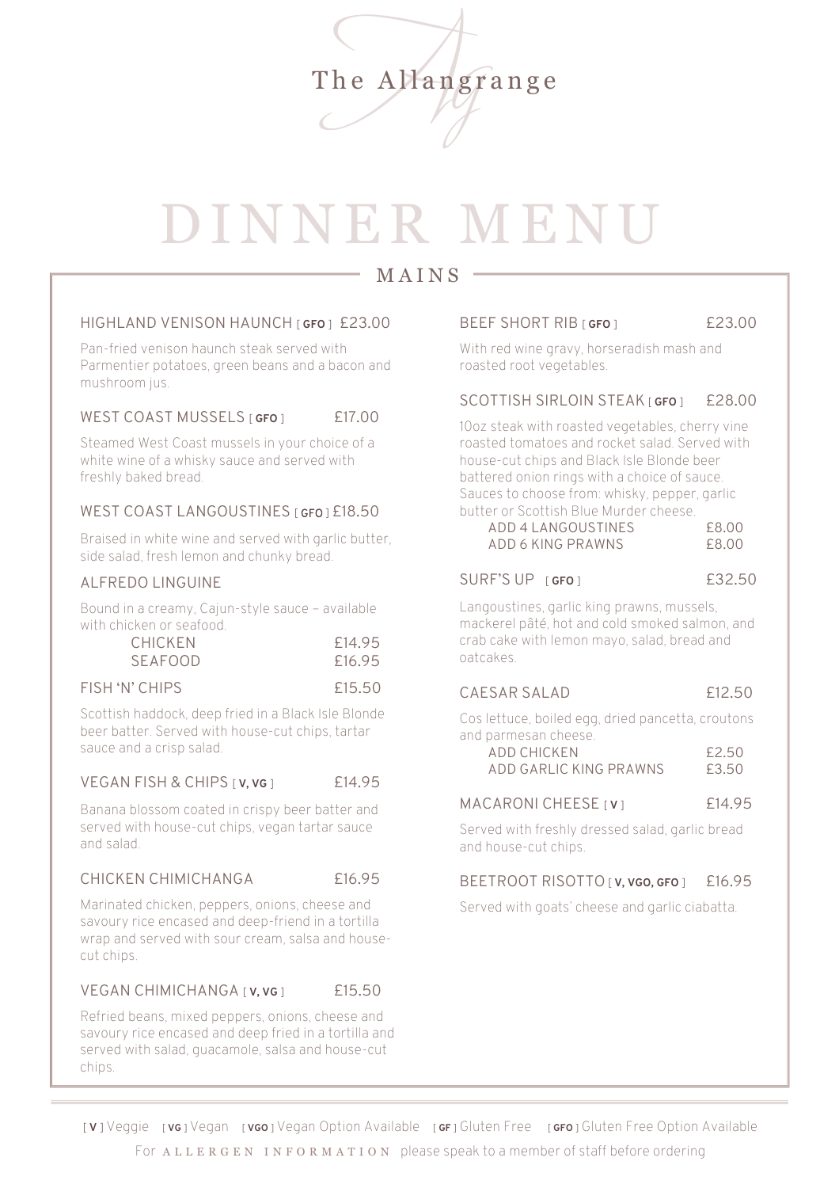The Allangrange

# DINNER MENU

## MAINS

### HIGHLAND VENISON HAUNCH [ GFO ] £23.00

Pan-fried venison haunch steak served with Parmentier potatoes, green beans and a bacon and mushroom jus.

### WEST COAST MUSSELS [ GFO ] £17.00

Steamed West Coast mussels in your choice of a white wine of a whisky sauce and served with freshly baked bread.

### WEST COAST LANGOUSTINES [ GFO ] £18.50

Braised in white wine and served with garlic butter, side salad, fresh lemon and chunky bread.

### ALFREDO LINGUINE

Bound in a creamy, Cajun-style sauce – available with chicken or seafood.

CHICKEN £14.95
SEAFOOD £16.95

### FISH 'N' CHIPS £15.50

Scottish haddock, deep fried in a Black Isle Blonde beer batter. Served with house-cut chips, tartar sauce and a crisp salad.

### VEGAN FISH & CHIPS [ V, VG ] £14.95

Banana blossom coated in crispy beer batter and served with house-cut chips, vegan tartar sauce and salad.

### CHICKEN CHIMICHANGA £16.95

Marinated chicken, peppers, onions, cheese and savoury rice encased and deep-friend in a tortilla wrap and served with sour cream, salsa and house-cut chips.

### VEGAN CHIMICHANGA [ V, VG ] £15.50

Refried beans, mixed peppers, onions, cheese and savoury rice encased and deep fried in a tortilla and served with salad, guacamole, salsa and house-cut chips.

### BEEF SHORT RIB [ GFO ] £23.00

With red wine gravy, horseradish mash and roasted root vegetables.

### SCOTTISH SIRLOIN STEAK [ GFO ] £28.00

10oz steak with roasted vegetables, cherry vine roasted tomatoes and rocket salad. Served with house-cut chips and Black Isle Blonde beer battered onion rings with a choice of sauce. Sauces to choose from: whisky, pepper, garlic butter or Scottish Blue Murder cheese.

ADD 4 LANGOUSTINES £8.00
ADD 6 KING PRAWNS £8.00

### SURF'S UP [ GFO ] £32.50

Langoustines, garlic king prawns, mussels, mackerel pâté, hot and cold smoked salmon, and crab cake with lemon mayo, salad, bread and oatcakes.

### CAESAR SALAD £12.50

Cos lettuce, boiled egg, dried pancetta, croutons and parmesan cheese.

ADD CHICKEN £2.50
ADD GARLIC KING PRAWNS £3.50

### MACARONI CHEESE [ V ] £14.95

Served with freshly dressed salad, garlic bread and house-cut chips.

### BEETROOT RISOTTO [ V, VGO, GFO ] £16.95

Served with goats' cheese and garlic ciabatta.

---

[ V ] Veggie [ VG ] Vegan [ VGO ] Vegan Option Available [ GF ] Gluten Free [ GFO ] Gluten Free Option Available

For ALLERGEN INFORMATION please speak to a member of staff before ordering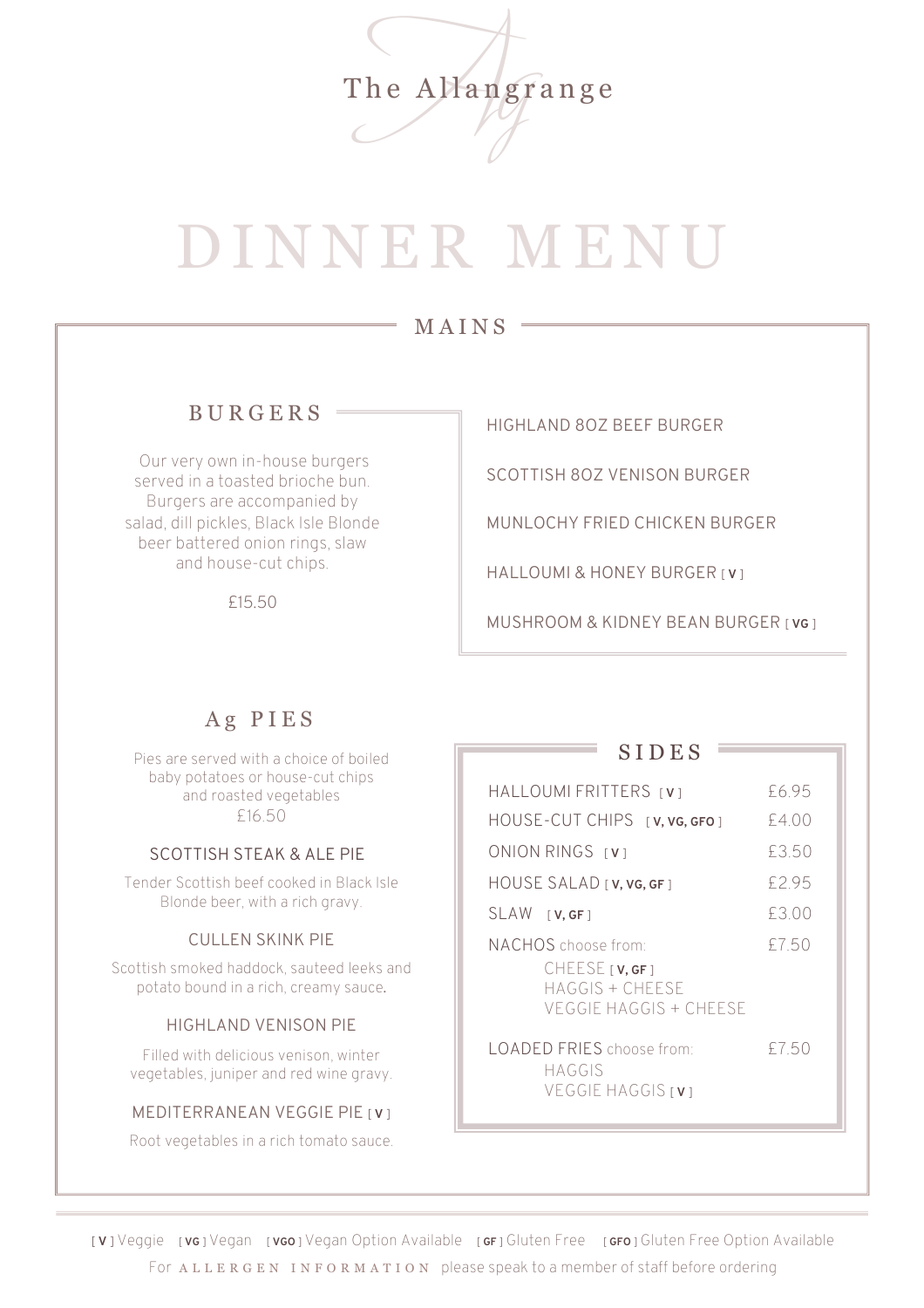The Allangrange

# DINNER MENU

## MAINS

### BURGERS

Our very own in-house burgers served in a toasted brioche bun. Burgers are accompanied by salad, dill pickles, Black Isle Blonde beer battered onion rings, slaw and house-cut chips.

£15.50

- HIGHLAND 8OZ BEEF BURGER
- SCOTTISH 8OZ VENISON BURGER
- MUNLOCHY FRIED CHICKEN BURGER
- HALLOUMI & HONEY BURGER [ **V** ]
- MUSHROOM & KIDNEY BEAN BURGER [ **VG** ]

### Ag PIES

Pies are served with a choice of boiled baby potatoes or house-cut chips and roasted vegetables
£16.50

#### SCOTTISH STEAK & ALE PIE

Tender Scottish beef cooked in Black Isle Blonde beer, with a rich gravy.

#### CULLEN SKINK PIE

Scottish smoked haddock, sauteed leeks and potato bound in a rich, creamy sauce.

#### HIGHLAND VENISON PIE

Filled with delicious venison, winter vegetables, juniper and red wine gravy.

#### MEDITERRANEAN VEGGIE PIE [ **V** ]

Root vegetables in a rich tomato sauce.

### SIDES

| | |
|---|---|
| HALLOUMI FRITTERS [ **V** ] | £6.95 |
| HOUSE-CUT CHIPS [ **V, VG, GFO** ] | £4.00 |
| ONION RINGS [ **V** ] | £3.50 |
| HOUSE SALAD [ **V, VG, GF** ] | £2.95 |
| SLAW [ **V, GF** ] | £3.00 |
| NACHOS choose from: CHEESE [ **V, GF** ] / HAGGIS + CHEESE / VEGGIE HAGGIS + CHEESE | £7.50 |
| LOADED FRIES choose from: HAGGIS / VEGGIE HAGGIS [ **V** ] | £7.50 |

[ **V** ] Veggie [ **VG** ] Vegan [ **VGO** ] Vegan Option Available [ **GF** ] Gluten Free [ **GFO** ] Gluten Free Option Available

For ALLERGEN INFORMATION please speak to a member of staff before ordering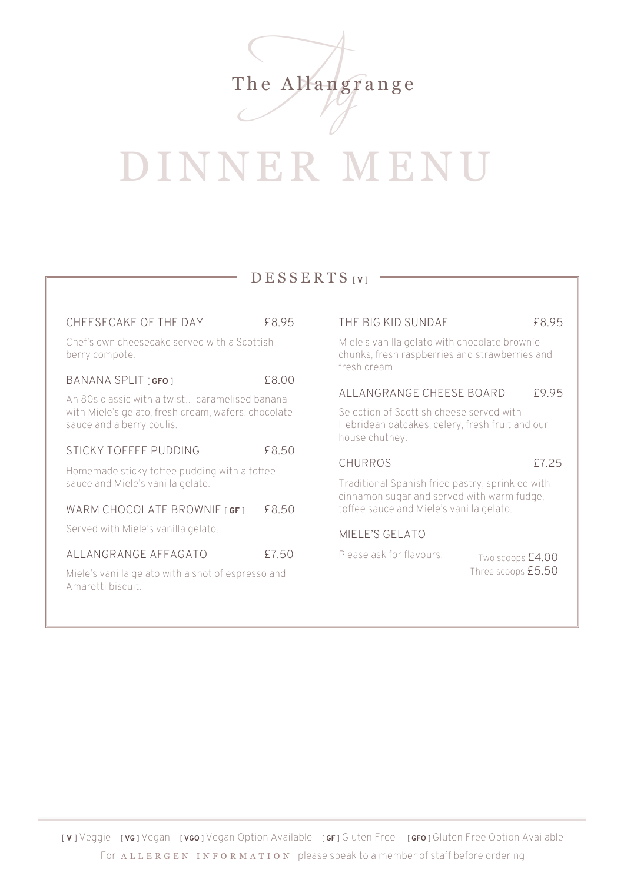The Allangrange

# DINNER MENU

## DESSERTS [ V ]

### CHEESECAKE OF THE DAY £8.95

Chef's own cheesecake served with a Scottish berry compote.

### BANANA SPLIT [ GFO ] £8.00

An 80s classic with a twist... caramelised banana with Miele's gelato, fresh cream, wafers, chocolate sauce and a berry coulis.

### STICKY TOFFEE PUDDING £8.50

Homemade sticky toffee pudding with a toffee sauce and Miele's vanilla gelato.

### WARM CHOCOLATE BROWNIE [ GF ] £8.50

Served with Miele's vanilla gelato.

### ALLANGRANGE AFFAGATO £7.50

Miele's vanilla gelato with a shot of espresso and Amaretti biscuit.

### THE BIG KID SUNDAE £8.95

Miele's vanilla gelato with chocolate brownie chunks, fresh raspberries and strawberries and fresh cream.

### ALLANGRANGE CHEESE BOARD £9.95

Selection of Scottish cheese served with Hebridean oatcakes, celery, fresh fruit and our house chutney.

### CHURROS £7.25

Traditional Spanish fried pastry, sprinkled with cinnamon sugar and served with warm fudge, toffee sauce and Miele's vanilla gelato.

### MIELE'S GELATO

Please ask for flavours.

Two scoops £4.00
Three scoops £5.50

---

[ V ] Veggie [ VG ] Vegan [ VGO ] Vegan Option Available [ GF ] Gluten Free [ GFO ] Gluten Free Option Available

For ALLERGEN INFORMATION please speak to a member of staff before ordering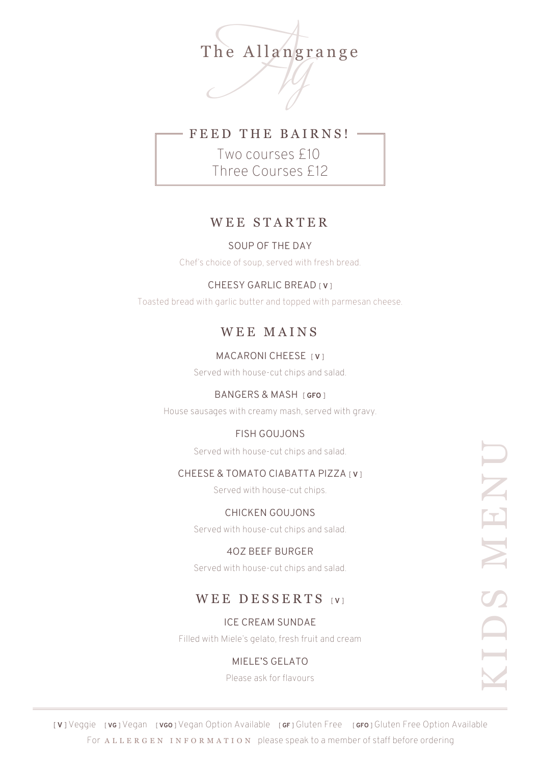# The Allangrange

## FEED THE BAIRNS!

Two courses £10
Three Courses £12

## WEE STARTER

**SOUP OF THE DAY**

Chef's choice of soup, served with fresh bread.

**CHEESY GARLIC BREAD [ V ]**

Toasted bread with garlic butter and topped with parmesan cheese.

## WEE MAINS

**MACARONI CHEESE [ V ]**

Served with house-cut chips and salad.

**BANGERS & MASH [ GFO ]**

House sausages with creamy mash, served with gravy.

**FISH GOUJONS**

Served with house-cut chips and salad.

**CHEESE & TOMATO CIABATTA PIZZA [ V ]**

Served with house-cut chips.

**CHICKEN GOUJONS**

Served with house-cut chips and salad.

**4OZ BEEF BURGER**

Served with house-cut chips and salad.

## WEE DESSERTS [ V ]

**ICE CREAM SUNDAE**

Filled with Miele's gelato, fresh fruit and cream

**MIELE'S GELATO**

Please ask for flavours

KIDS MENU

---

[ V ] Veggie [ VG ] Vegan [ VGO ] Vegan Option Available [ GF ] Gluten Free [ GFO ] Gluten Free Option Available

For ALLERGEN INFORMATION please speak to a member of staff before ordering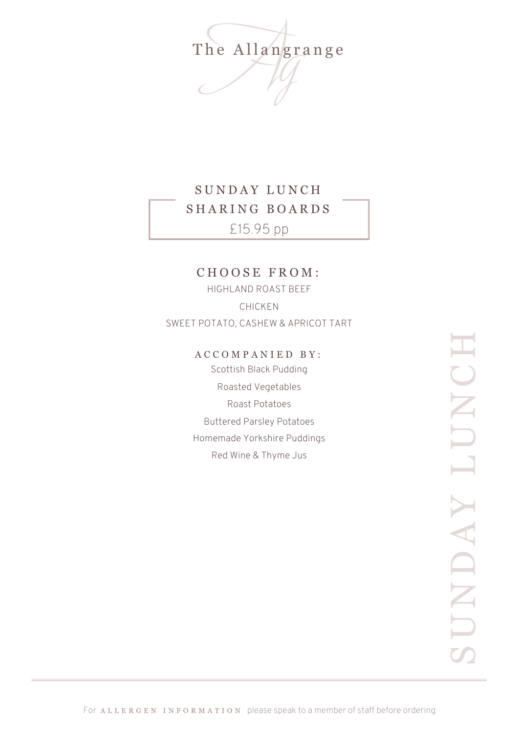The Allangrange

# SUNDAY LUNCH SHARING BOARDS

£15.95 pp

## CHOOSE FROM:

HIGHLAND ROAST BEEF

CHICKEN

SWEET POTATO, CASHEW & APRICOT TART

### ACCOMPANIED BY:

Scottish Black Pudding

Roasted Vegetables

Roast Potatoes

Buttered Parsley Potatoes

Homemade Yorkshire Puddings

Red Wine & Thyme Jus

SUNDAY LUNCH

For ALLERGEN INFORMATION please speak to a member of staff before ordering